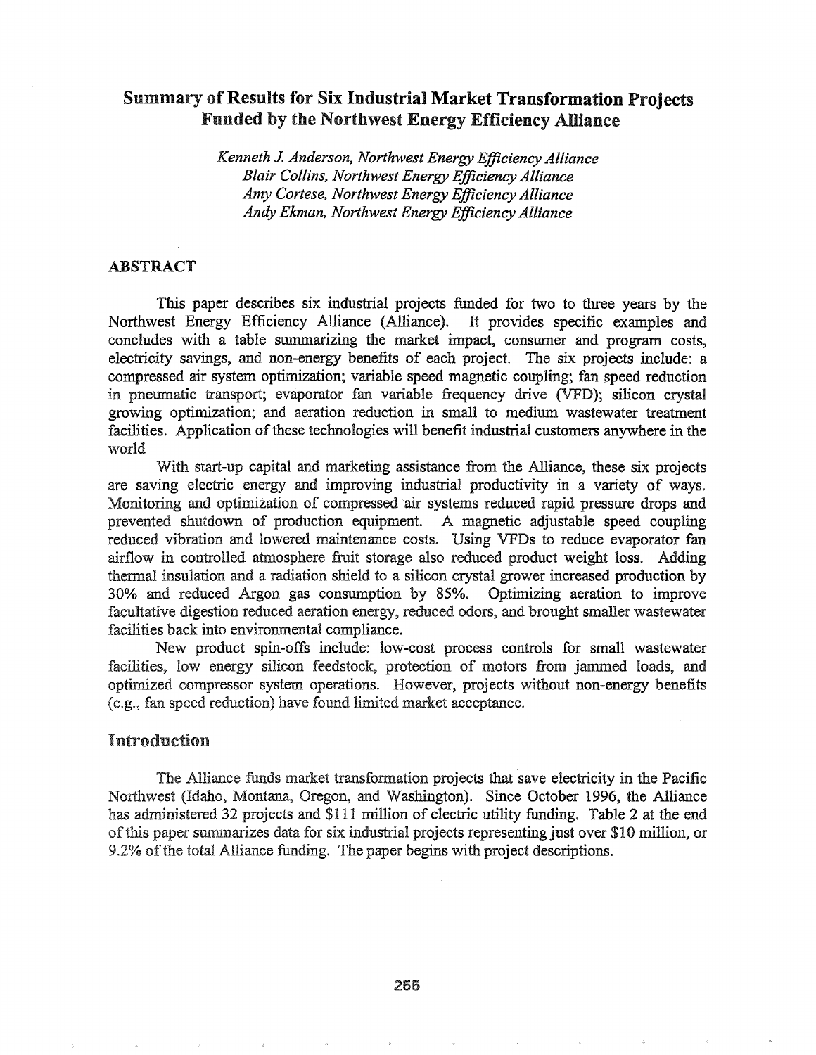# Summary of Results for Six Industrial Market Transformation Projects Funded by the Northwest Energy Efficiency Alliance

*Kenneth J. Anderson, Northwest Energy Efficiency Alliance*
*Blair Collins, Northwest Energy Efficiency Alliance*
*Amy Cortese, Northwest Energy Efficiency Alliance*
*Andy Ekman, Northwest Energy Efficiency Alliance*

## ABSTRACT

This paper describes six industrial projects funded for two to three years by the Northwest Energy Efficiency Alliance (Alliance). It provides specific examples and concludes with a table summarizing the market impact, consumer and program costs, electricity savings, and non-energy benefits of each project. The six projects include: a compressed air system optimization; variable speed magnetic coupling; fan speed reduction in pneumatic transport; evaporator fan variable frequency drive (VFD); silicon crystal growing optimization; and aeration reduction in small to medium wastewater treatment facilities. Application of these technologies will benefit industrial customers anywhere in the world

With start-up capital and marketing assistance from the Alliance, these six projects are saving electric energy and improving industrial productivity in a variety of ways. Monitoring and optimization of compressed air systems reduced rapid pressure drops and prevented shutdown of production equipment. A magnetic adjustable speed coupling reduced vibration and lowered maintenance costs. Using VFDs to reduce evaporator fan airflow in controlled atmosphere fruit storage also reduced product weight loss. Adding thermal insulation and a radiation shield to a silicon crystal grower increased production by 30% and reduced Argon gas consumption by 85%. Optimizing aeration to improve facultative digestion reduced aeration energy, reduced odors, and brought smaller wastewater facilities back into environmental compliance.

New product spin-offs include: low-cost process controls for small wastewater facilities, low energy silicon feedstock, protection of motors from jammed loads, and optimized compressor system operations. However, projects without non-energy benefits (e.g., fan speed reduction) have found limited market acceptance.

## Introduction

The Alliance funds market transformation projects that save electricity in the Pacific Northwest (Idaho, Montana, Oregon, and Washington). Since October 1996, the Alliance has administered 32 projects and $111 million of electric utility funding. Table 2 at the end of this paper summarizes data for six industrial projects representing just over $10 million, or 9.2% of the total Alliance funding. The paper begins with project descriptions.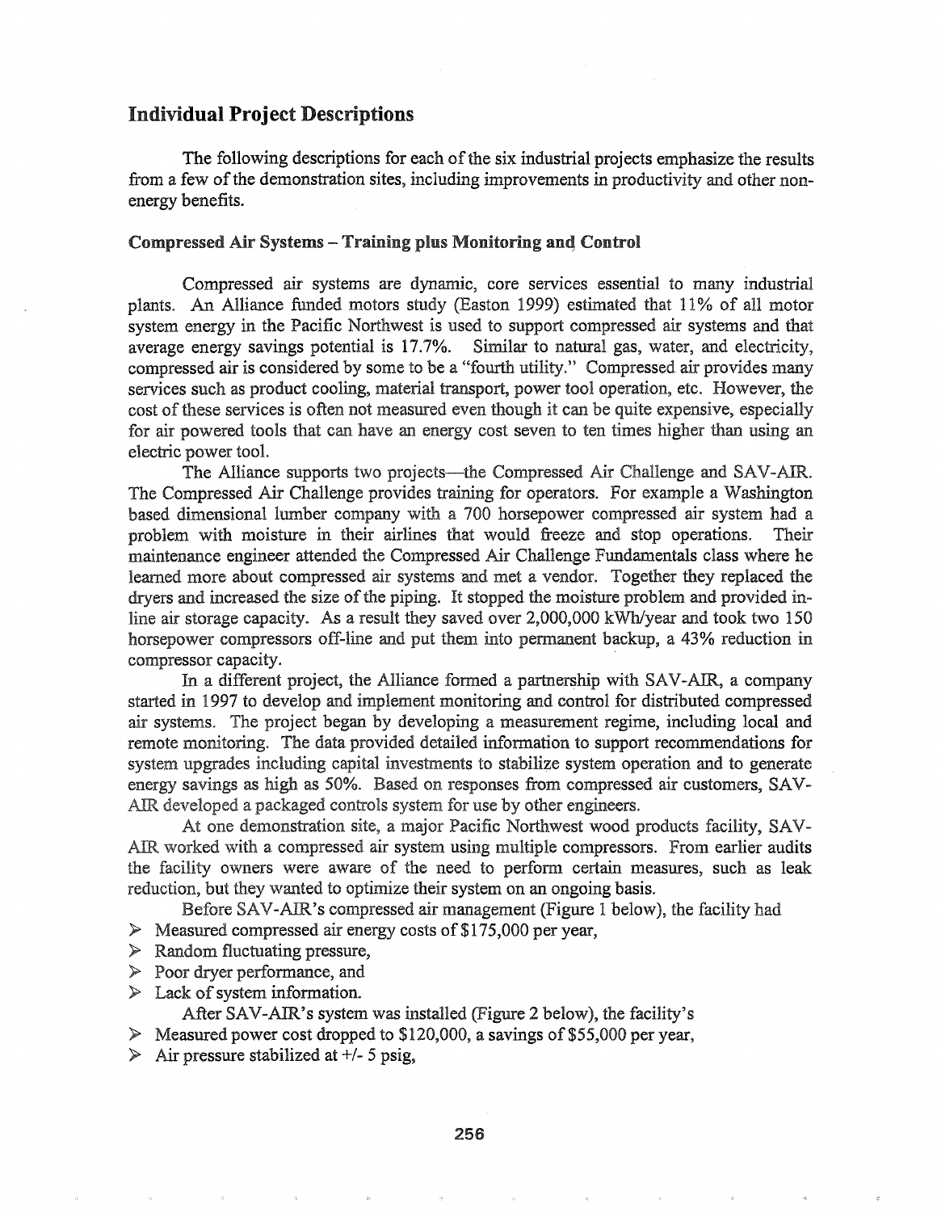## Individual Project Descriptions

The following descriptions for each of the six industrial projects emphasize the results from a few of the demonstration sites, including improvements in productivity and other non-energy benefits.

### Compressed Air Systems – Training plus Monitoring and Control

Compressed air systems are dynamic, core services essential to many industrial plants. An Alliance funded motors study (Easton 1999) estimated that 11% of all motor system energy in the Pacific Northwest is used to support compressed air systems and that average energy savings potential is 17.7%. Similar to natural gas, water, and electricity, compressed air is considered by some to be a "fourth utility." Compressed air provides many services such as product cooling, material transport, power tool operation, etc. However, the cost of these services is often not measured even though it can be quite expensive, especially for air powered tools that can have an energy cost seven to ten times higher than using an electric power tool.

The Alliance supports two projects—the Compressed Air Challenge and SAV-AIR. The Compressed Air Challenge provides training for operators. For example a Washington based dimensional lumber company with a 700 horsepower compressed air system had a problem with moisture in their airlines that would freeze and stop operations. Their maintenance engineer attended the Compressed Air Challenge Fundamentals class where he learned more about compressed air systems and met a vendor. Together they replaced the dryers and increased the size of the piping. It stopped the moisture problem and provided in-line air storage capacity. As a result they saved over 2,000,000 kWh/year and took two 150 horsepower compressors off-line and put them into permanent backup, a 43% reduction in compressor capacity.

In a different project, the Alliance formed a partnership with SAV-AIR, a company started in 1997 to develop and implement monitoring and control for distributed compressed air systems. The project began by developing a measurement regime, including local and remote monitoring. The data provided detailed information to support recommendations for system upgrades including capital investments to stabilize system operation and to generate energy savings as high as 50%. Based on responses from compressed air customers, SAV-AIR developed a packaged controls system for use by other engineers.

At one demonstration site, a major Pacific Northwest wood products facility, SAV-AIR worked with a compressed air system using multiple compressors. From earlier audits the facility owners were aware of the need to perform certain measures, such as leak reduction, but they wanted to optimize their system on an ongoing basis.

Before SAV-AIR's compressed air management (Figure 1 below), the facility had

- Measured compressed air energy costs of $175,000 per year,
- Random fluctuating pressure,
- Poor dryer performance, and
- Lack of system information.

After SAV-AIR's system was installed (Figure 2 below), the facility's

- Measured power cost dropped to $120,000, a savings of $55,000 per year,
- Air pressure stabilized at +/- 5 psig,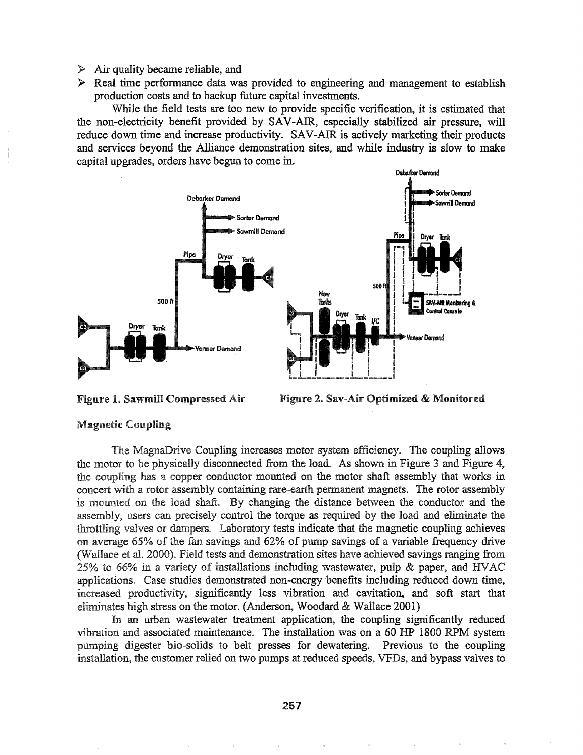- Air quality became reliable, and
- Real time performance data was provided to engineering and management to establish production costs and to backup future capital investments.

While the field tests are too new to provide specific verification, it is estimated that the non-electricity benefit provided by SAV-AIR, especially stabilized air pressure, will reduce down time and increase productivity. SAV-AIR is actively marketing their products and services beyond the Alliance demonstration sites, and while industry is slow to make capital upgrades, orders have begun to come in.

**Figure 1. Sawmill Compressed Air**

**Figure 2. Sav-Air Optimized & Monitored**

### Magnetic Coupling

The MagnaDrive Coupling increases motor system efficiency. The coupling allows the motor to be physically disconnected from the load. As shown in Figure 3 and Figure 4, the coupling has a copper conductor mounted on the motor shaft assembly that works in concert with a rotor assembly containing rare-earth permanent magnets. The rotor assembly is mounted on the load shaft. By changing the distance between the conductor and the assembly, users can precisely control the torque as required by the load and eliminate the throttling valves or dampers. Laboratory tests indicate that the magnetic coupling achieves on average 65% of the fan savings and 62% of pump savings of a variable frequency drive (Wallace et al. 2000). Field tests and demonstration sites have achieved savings ranging from 25% to 66% in a variety of installations including wastewater, pulp & paper, and HVAC applications. Case studies demonstrated non-energy benefits including reduced down time, increased productivity, significantly less vibration and cavitation, and soft start that eliminates high stress on the motor. (Anderson, Woodard & Wallace 2001)

In an urban wastewater treatment application, the coupling significantly reduced vibration and associated maintenance. The installation was on a 60 HP 1800 RPM system pumping digester bio-solids to belt presses for dewatering. Previous to the coupling installation, the customer relied on two pumps at reduced speeds, VFDs, and bypass valves to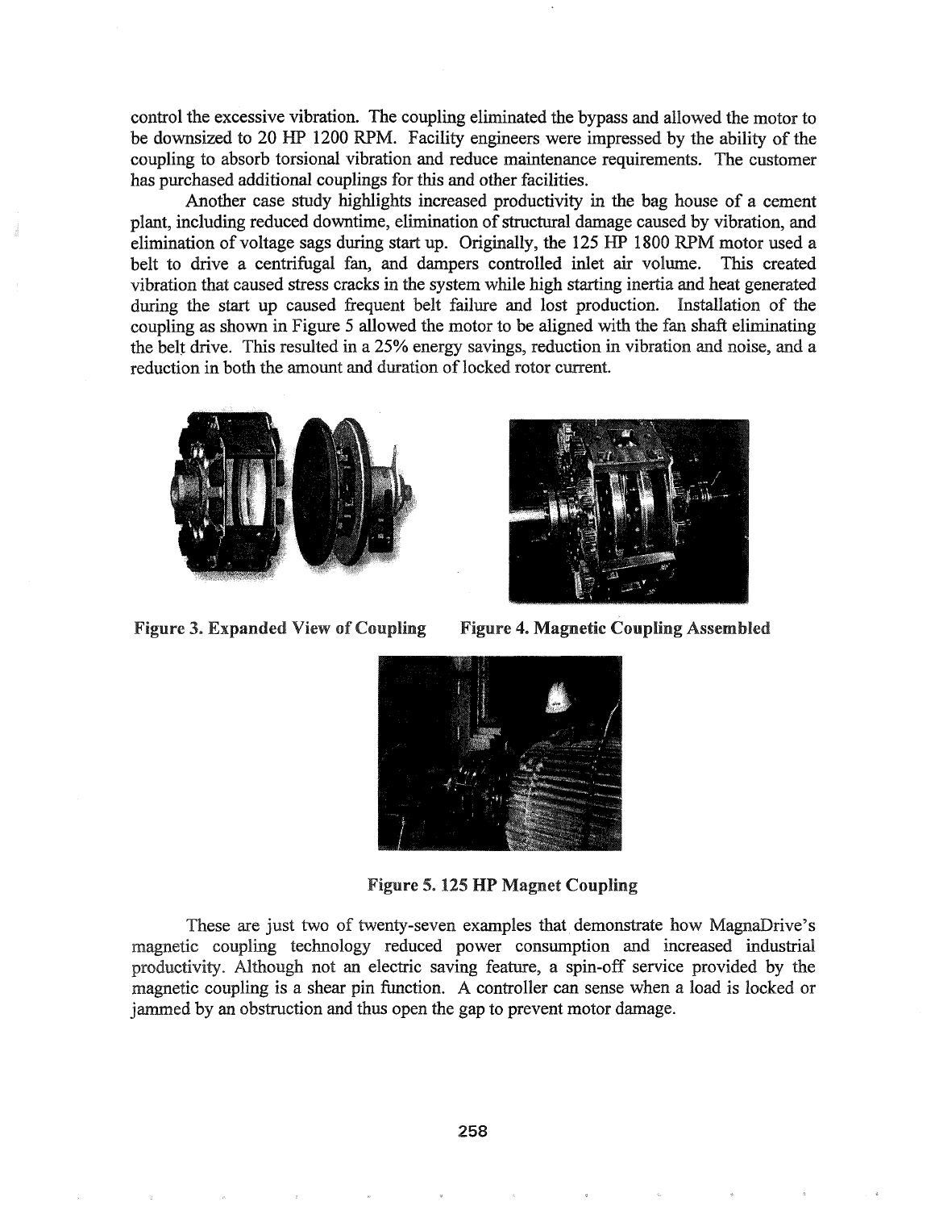control the excessive vibration. The coupling eliminated the bypass and allowed the motor to be downsized to 20 HP 1200 RPM. Facility engineers were impressed by the ability of the coupling to absorb torsional vibration and reduce maintenance requirements. The customer has purchased additional couplings for this and other facilities.

Another case study highlights increased productivity in the bag house of a cement plant, including reduced downtime, elimination of structural damage caused by vibration, and elimination of voltage sags during start up. Originally, the 125 HP 1800 RPM motor used a belt to drive a centrifugal fan, and dampers controlled inlet air volume. This created vibration that caused stress cracks in the system while high starting inertia and heat generated during the start up caused frequent belt failure and lost production. Installation of the coupling as shown in Figure 5 allowed the motor to be aligned with the fan shaft eliminating the belt drive. This resulted in a 25% energy savings, reduction in vibration and noise, and a reduction in both the amount and duration of locked rotor current.

**Figure 3. Expanded View of Coupling**

**Figure 4. Magnetic Coupling Assembled**

**Figure 5. 125 HP Magnet Coupling**

These are just two of twenty-seven examples that demonstrate how MagnaDrive's magnetic coupling technology reduced power consumption and increased industrial productivity. Although not an electric saving feature, a spin-off service provided by the magnetic coupling is a shear pin function. A controller can sense when a load is locked or jammed by an obstruction and thus open the gap to prevent motor damage.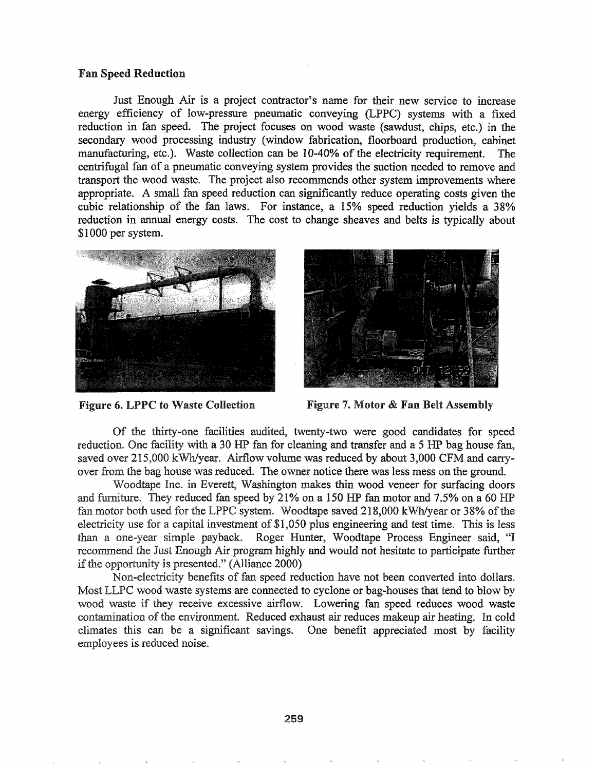**Fan Speed Reduction**

Just Enough Air is a project contractor's name for their new service to increase energy efficiency of low-pressure pneumatic conveying (LPPC) systems with a fixed reduction in fan speed. The project focuses on wood waste (sawdust, chips, etc.) in the secondary wood processing industry (window fabrication, floorboard production, cabinet manufacturing, etc.). Waste collection can be 10-40% of the electricity requirement. The centrifugal fan of a pneumatic conveying system provides the suction needed to remove and transport the wood waste. The project also recommends other system improvements where appropriate. A small fan speed reduction can significantly reduce operating costs given the cubic relationship of the fan laws. For instance, a 15% speed reduction yields a 38% reduction in annual energy costs. The cost to change sheaves and belts is typically about $1000 per system.

**Figure 6. LPPC to Waste Collection**

**Figure 7. Motor & Fan Belt Assembly**

Of the thirty-one facilities audited, twenty-two were good candidates for speed reduction. One facility with a 30 HP fan for cleaning and transfer and a 5 HP bag house fan, saved over 215,000 kWh/year. Airflow volume was reduced by about 3,000 CFM and carry-over from the bag house was reduced. The owner notice there was less mess on the ground.

Woodtape Inc. in Everett, Washington makes thin wood veneer for surfacing doors and furniture. They reduced fan speed by 21% on a 150 HP fan motor and 7.5% on a 60 HP fan motor both used for the LPPC system. Woodtape saved 218,000 kWh/year or 38% of the electricity use for a capital investment of $1,050 plus engineering and test time. This is less than a one-year simple payback. Roger Hunter, Woodtape Process Engineer said, "I recommend the Just Enough Air program highly and would not hesitate to participate further if the opportunity is presented." (Alliance 2000)

Non-electricity benefits of fan speed reduction have not been converted into dollars. Most LLPC wood waste systems are connected to cyclone or bag-houses that tend to blow by wood waste if they receive excessive airflow. Lowering fan speed reduces wood waste contamination of the environment. Reduced exhaust air reduces makeup air heating. In cold climates this can be a significant savings. One benefit appreciated most by facility employees is reduced noise.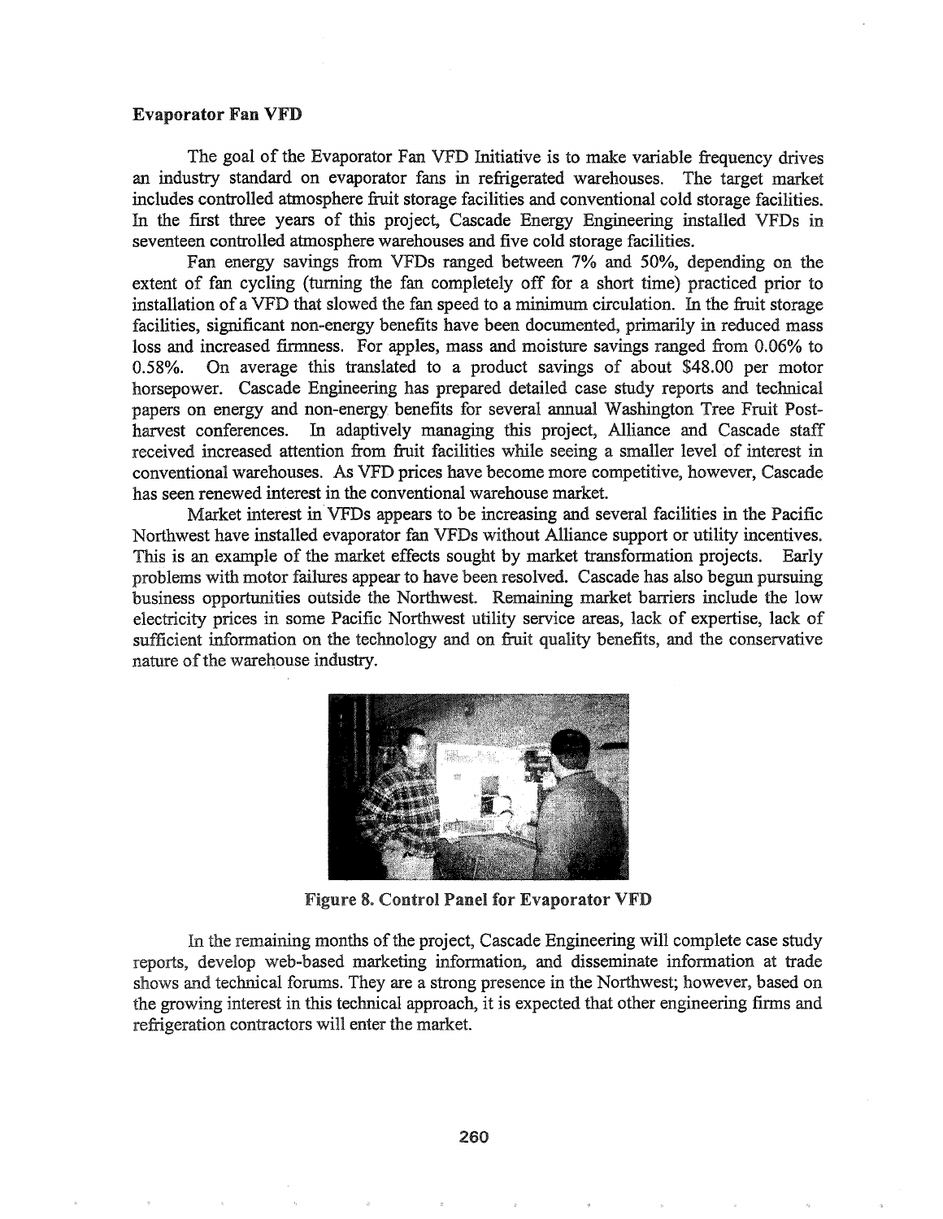### Evaporator Fan VFD

The goal of the Evaporator Fan VFD Initiative is to make variable frequency drives an industry standard on evaporator fans in refrigerated warehouses. The target market includes controlled atmosphere fruit storage facilities and conventional cold storage facilities. In the first three years of this project, Cascade Energy Engineering installed VFDs in seventeen controlled atmosphere warehouses and five cold storage facilities.

Fan energy savings from VFDs ranged between 7% and 50%, depending on the extent of fan cycling (turning the fan completely off for a short time) practiced prior to installation of a VFD that slowed the fan speed to a minimum circulation. In the fruit storage facilities, significant non-energy benefits have been documented, primarily in reduced mass loss and increased firmness. For apples, mass and moisture savings ranged from 0.06% to 0.58%. On average this translated to a product savings of about $48.00 per motor horsepower. Cascade Engineering has prepared detailed case study reports and technical papers on energy and non-energy benefits for several annual Washington Tree Fruit Post-harvest conferences. In adaptively managing this project, Alliance and Cascade staff received increased attention from fruit facilities while seeing a smaller level of interest in conventional warehouses. As VFD prices have become more competitive, however, Cascade has seen renewed interest in the conventional warehouse market.

Market interest in VFDs appears to be increasing and several facilities in the Pacific Northwest have installed evaporator fan VFDs without Alliance support or utility incentives. This is an example of the market effects sought by market transformation projects. Early problems with motor failures appear to have been resolved. Cascade has also begun pursuing business opportunities outside the Northwest. Remaining market barriers include the low electricity prices in some Pacific Northwest utility service areas, lack of expertise, lack of sufficient information on the technology and on fruit quality benefits, and the conservative nature of the warehouse industry.

**Figure 8. Control Panel for Evaporator VFD**

In the remaining months of the project, Cascade Engineering will complete case study reports, develop web-based marketing information, and disseminate information at trade shows and technical forums. They are a strong presence in the Northwest; however, based on the growing interest in this technical approach, it is expected that other engineering firms and refrigeration contractors will enter the market.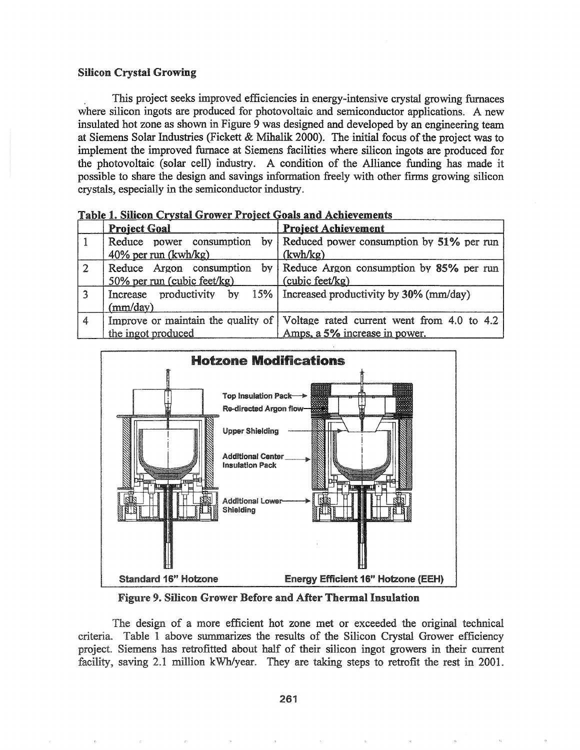**Silicon Crystal Growing**

This project seeks improved efficiencies in energy-intensive crystal growing furnaces where silicon ingots are produced for photovoltaic and semiconductor applications. A new insulated hot zone as shown in Figure 9 was designed and developed by an engineering team at Siemens Solar Industries (Fickett & Mihalik 2000). The initial focus of the project was to implement the improved furnace at Siemens facilities where silicon ingots are produced for the photovoltaic (solar cell) industry. A condition of the Alliance funding has made it possible to share the design and savings information freely with other firms growing silicon crystals, especially in the semiconductor industry.

**Table 1. Silicon Crystal Grower Project Goals and Achievements**

| | Project Goal | Project Achievement |
|---|---|---|
| 1 | Reduce power consumption by 40% per run (kwh/kg) | Reduced power consumption by **51%** per run (kwh/kg) |
| 2 | Reduce Argon consumption by 50% per run (cubic feet/kg) | Reduce Argon consumption by **85%** per run (cubic feet/kg) |
| 3 | Increase productivity by 15% (mm/day) | Increased productivity by **30%** (mm/day) |
| 4 | Improve or maintain the quality of the ingot produced | Voltage rated current went from 4.0 to 4.2 Amps, a **5%** increase in power. |

**Figure 9. Silicon Grower Before and After Thermal Insulation**

The design of a more efficient hot zone met or exceeded the original technical criteria. Table 1 above summarizes the results of the Silicon Crystal Grower efficiency project. Siemens has retrofitted about half of their silicon ingot growers in their current facility, saving 2.1 million kWh/year. They are taking steps to retrofit the rest in 2001.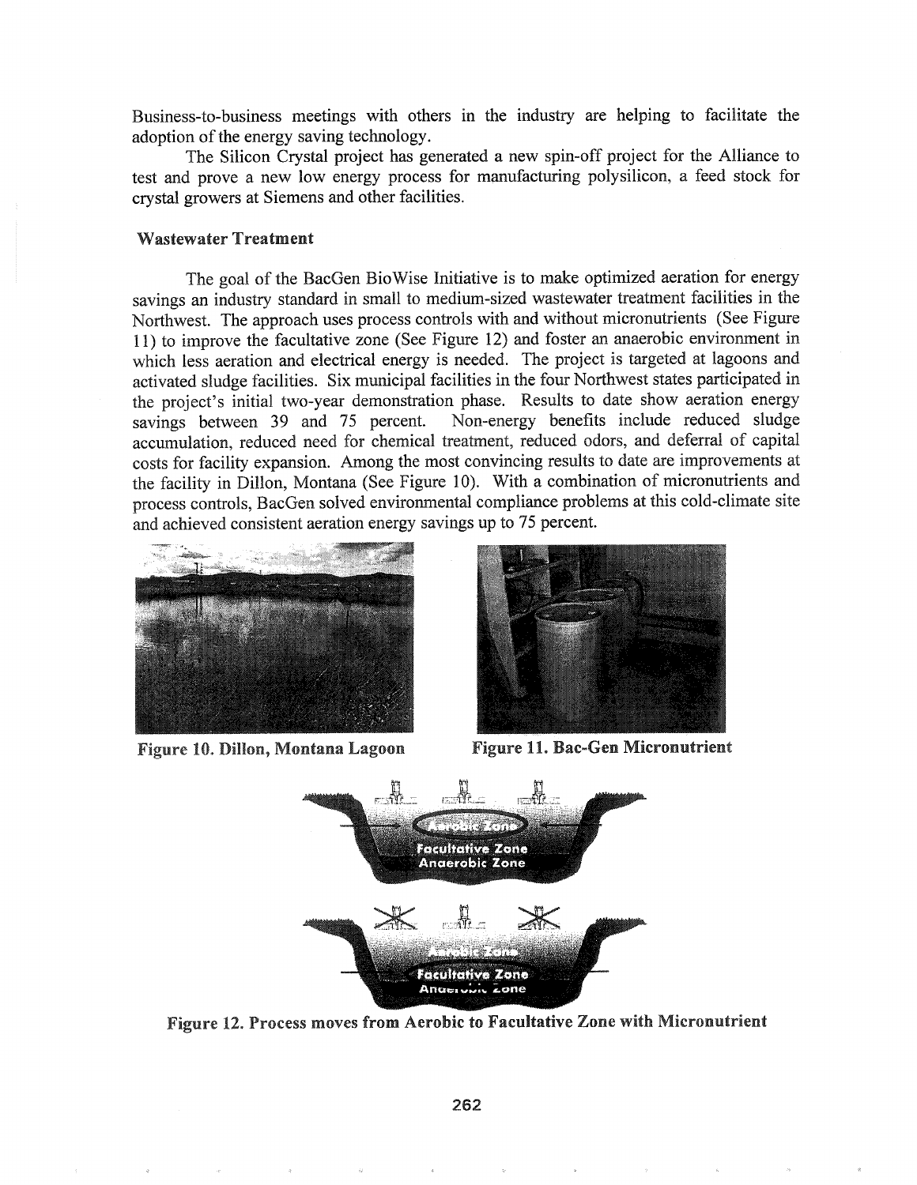Business-to-business meetings with others in the industry are helping to facilitate the adoption of the energy saving technology.

The Silicon Crystal project has generated a new spin-off project for the Alliance to test and prove a new low energy process for manufacturing polysilicon, a feed stock for crystal growers at Siemens and other facilities.

### Wastewater Treatment

The goal of the BacGen BioWise Initiative is to make optimized aeration for energy savings an industry standard in small to medium-sized wastewater treatment facilities in the Northwest. The approach uses process controls with and without micronutrients (See Figure 11) to improve the facultative zone (See Figure 12) and foster an anaerobic environment in which less aeration and electrical energy is needed. The project is targeted at lagoons and activated sludge facilities. Six municipal facilities in the four Northwest states participated in the project's initial two-year demonstration phase. Results to date show aeration energy savings between 39 and 75 percent. Non-energy benefits include reduced sludge accumulation, reduced need for chemical treatment, reduced odors, and deferral of capital costs for facility expansion. Among the most convincing results to date are improvements at the facility in Dillon, Montana (See Figure 10). With a combination of micronutrients and process controls, BacGen solved environmental compliance problems at this cold-climate site and achieved consistent aeration energy savings up to 75 percent.

**Figure 10. Dillon, Montana Lagoon**

**Figure 11. Bac-Gen Micronutrient**

**Figure 12. Process moves from Aerobic to Facultative Zone with Micronutrient**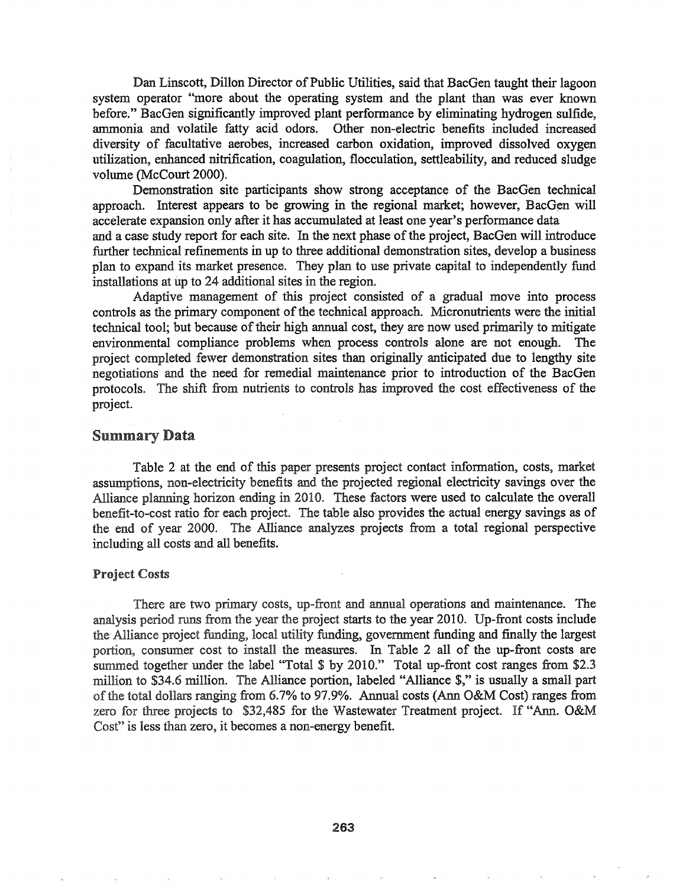Dan Linscott, Dillon Director of Public Utilities, said that BacGen taught their lagoon system operator "more about the operating system and the plant than was ever known before." BacGen significantly improved plant performance by eliminating hydrogen sulfide, ammonia and volatile fatty acid odors. Other non-electric benefits included increased diversity of facultative aerobes, increased carbon oxidation, improved dissolved oxygen utilization, enhanced nitrification, coagulation, flocculation, settleability, and reduced sludge volume (McCourt 2000).

Demonstration site participants show strong acceptance of the BacGen technical approach. Interest appears to be growing in the regional market; however, BacGen will accelerate expansion only after it has accumulated at least one year's performance data and a case study report for each site. In the next phase of the project, BacGen will introduce further technical refinements in up to three additional demonstration sites, develop a business plan to expand its market presence. They plan to use private capital to independently fund installations at up to 24 additional sites in the region.

Adaptive management of this project consisted of a gradual move into process controls as the primary component of the technical approach. Micronutrients were the initial technical tool; but because of their high annual cost, they are now used primarily to mitigate environmental compliance problems when process controls alone are not enough. The project completed fewer demonstration sites than originally anticipated due to lengthy site negotiations and the need for remedial maintenance prior to introduction of the BacGen protocols. The shift from nutrients to controls has improved the cost effectiveness of the project.

## Summary Data

Table 2 at the end of this paper presents project contact information, costs, market assumptions, non-electricity benefits and the projected regional electricity savings over the Alliance planning horizon ending in 2010. These factors were used to calculate the overall benefit-to-cost ratio for each project. The table also provides the actual energy savings as of the end of year 2000. The Alliance analyzes projects from a total regional perspective including all costs and all benefits.

### Project Costs

There are two primary costs, up-front and annual operations and maintenance. The analysis period runs from the year the project starts to the year 2010. Up-front costs include the Alliance project funding, local utility funding, government funding and finally the largest portion, consumer cost to install the measures. In Table 2 all of the up-front costs are summed together under the label "Total $ by 2010." Total up-front cost ranges from $2.3 million to $34.6 million. The Alliance portion, labeled "Alliance $," is usually a small part of the total dollars ranging from 6.7% to 97.9%. Annual costs (Ann O&M Cost) ranges from zero for three projects to $32,485 for the Wastewater Treatment project. If "Ann. O&M Cost" is less than zero, it becomes a non-energy benefit.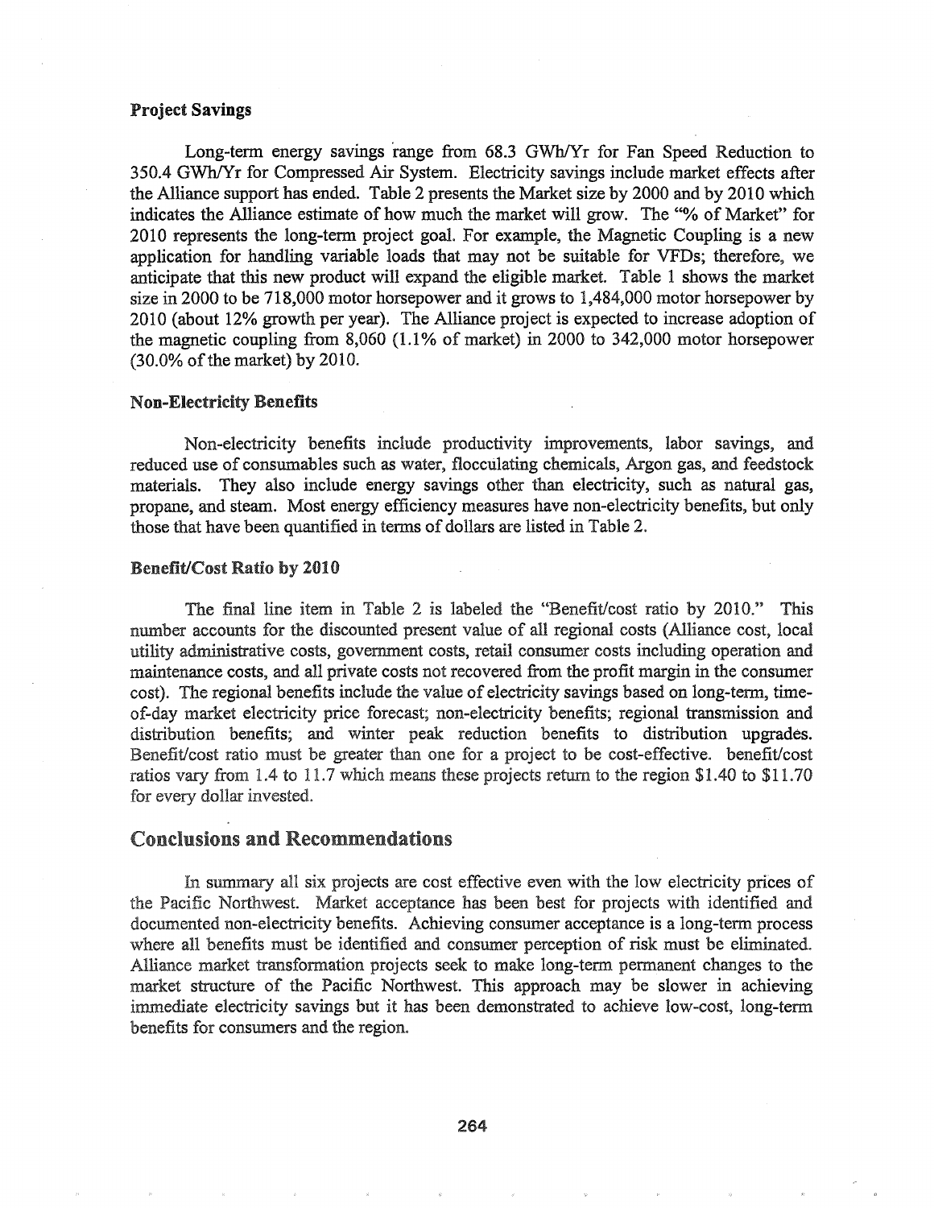### Project Savings

Long-term energy savings range from 68.3 GWh/Yr for Fan Speed Reduction to 350.4 GWh/Yr for Compressed Air System. Electricity savings include market effects after the Alliance support has ended. Table 2 presents the Market size by 2000 and by 2010 which indicates the Alliance estimate of how much the market will grow. The "% of Market" for 2010 represents the long-term project goal. For example, the Magnetic Coupling is a new application for handling variable loads that may not be suitable for VFDs; therefore, we anticipate that this new product will expand the eligible market. Table 1 shows the market size in 2000 to be 718,000 motor horsepower and it grows to 1,484,000 motor horsepower by 2010 (about 12% growth per year). The Alliance project is expected to increase adoption of the magnetic coupling from 8,060 (1.1% of market) in 2000 to 342,000 motor horsepower (30.0% of the market) by 2010.

### Non-Electricity Benefits

Non-electricity benefits include productivity improvements, labor savings, and reduced use of consumables such as water, flocculating chemicals, Argon gas, and feedstock materials. They also include energy savings other than electricity, such as natural gas, propane, and steam. Most energy efficiency measures have non-electricity benefits, but only those that have been quantified in terms of dollars are listed in Table 2.

### Benefit/Cost Ratio by 2010

The final line item in Table 2 is labeled the "Benefit/cost ratio by 2010." This number accounts for the discounted present value of all regional costs (Alliance cost, local utility administrative costs, government costs, retail consumer costs including operation and maintenance costs, and all private costs not recovered from the profit margin in the consumer cost). The regional benefits include the value of electricity savings based on long-term, time-of-day market electricity price forecast; non-electricity benefits; regional transmission and distribution benefits; and winter peak reduction benefits to distribution upgrades. Benefit/cost ratio must be greater than one for a project to be cost-effective. benefit/cost ratios vary from 1.4 to 11.7 which means these projects return to the region $1.40 to $11.70 for every dollar invested.

## Conclusions and Recommendations

In summary all six projects are cost effective even with the low electricity prices of the Pacific Northwest. Market acceptance has been best for projects with identified and documented non-electricity benefits. Achieving consumer acceptance is a long-term process where all benefits must be identified and consumer perception of risk must be eliminated. Alliance market transformation projects seek to make long-term permanent changes to the market structure of the Pacific Northwest. This approach may be slower in achieving immediate electricity savings but it has been demonstrated to achieve low-cost, long-term benefits for consumers and the region.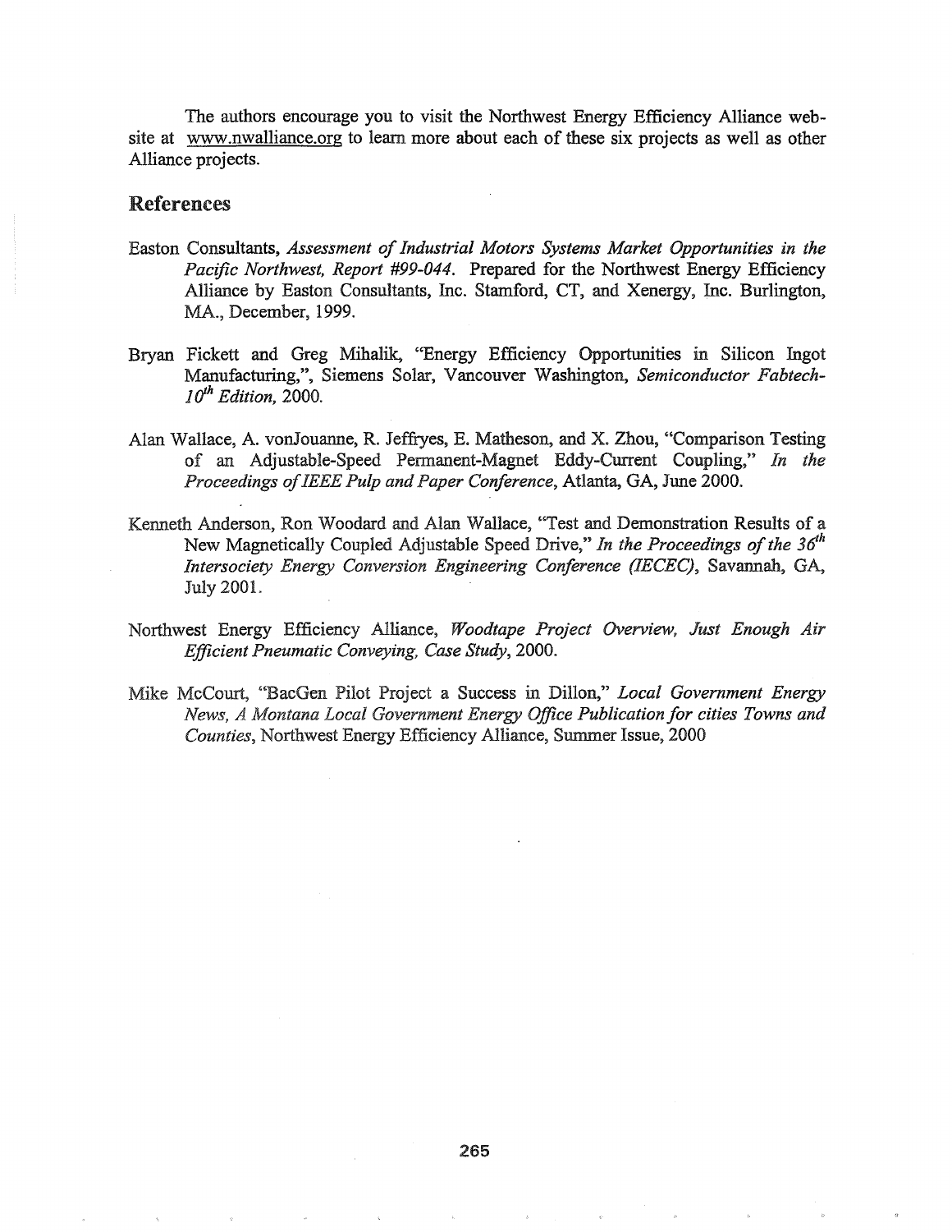The authors encourage you to visit the Northwest Energy Efficiency Alliance web-site at www.nwalliance.org to learn more about each of these six projects as well as other Alliance projects.

## References

Easton Consultants, *Assessment of Industrial Motors Systems Market Opportunities in the Pacific Northwest, Report #99-044*. Prepared for the Northwest Energy Efficiency Alliance by Easton Consultants, Inc. Stamford, CT, and Xenergy, Inc. Burlington, MA., December, 1999.

Bryan Fickett and Greg Mihalik, "Energy Efficiency Opportunities in Silicon Ingot Manufacturing,", Siemens Solar, Vancouver Washington, *Semiconductor Fabtech-10th Edition*, 2000.

Alan Wallace, A. vonJouanne, R. Jeffryes, E. Matheson, and X. Zhou, "Comparison Testing of an Adjustable-Speed Permanent-Magnet Eddy-Current Coupling," *In the Proceedings of IEEE Pulp and Paper Conference*, Atlanta, GA, June 2000.

Kenneth Anderson, Ron Woodard and Alan Wallace, "Test and Demonstration Results of a New Magnetically Coupled Adjustable Speed Drive," *In the Proceedings of the 36th Intersociety Energy Conversion Engineering Conference (IECEC)*, Savannah, GA, July 2001.

Northwest Energy Efficiency Alliance, *Woodtape Project Overview, Just Enough Air Efficient Pneumatic Conveying, Case Study*, 2000.

Mike McCourt, "BacGen Pilot Project a Success in Dillon," *Local Government Energy News, A Montana Local Government Energy Office Publication for cities Towns and Counties*, Northwest Energy Efficiency Alliance, Summer Issue, 2000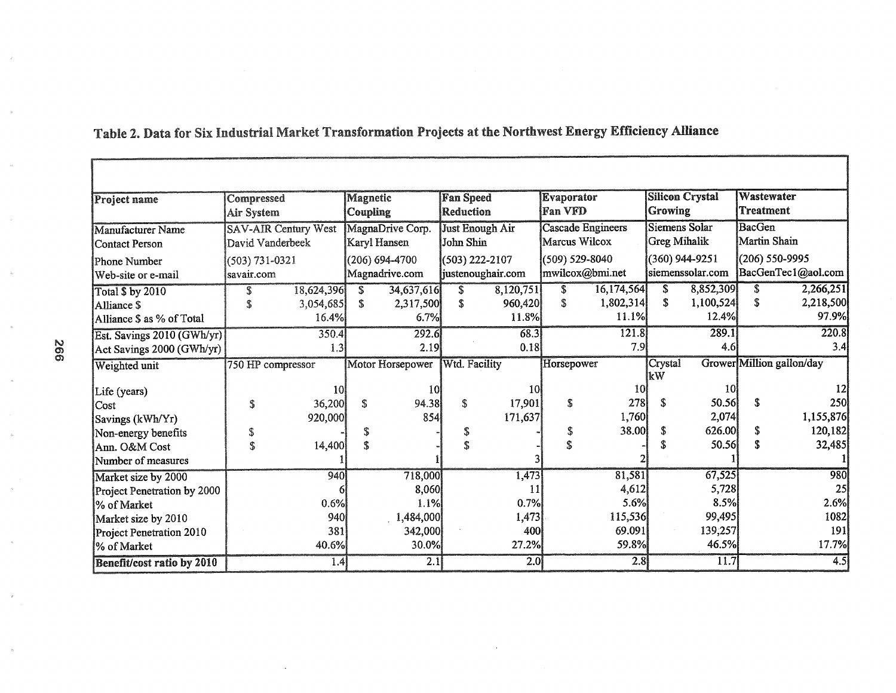**Table 2. Data for Six Industrial Market Transformation Projects at the Northwest Energy Efficiency Alliance**

| Project name | Compressed Air System | Magnetic Coupling | Fan Speed Reduction | Evaporator Fan VFD | Silicon Crystal Growing | Wastewater Treatment |
|---|---|---|---|---|---|---|
| Manufacturer Name | SAV-AIR Century West | MagnaDrive Corp. | Just Enough Air | Cascade Engineers | Siemens Solar | BacGen |
| Contact Person | David Vanderbeek | Karyl Hansen | John Shin | Marcus Wilcox | Greg Mihalik | Martin Shain |
| Phone Number | (503) 731-0321 | (206) 694-4700 | (503) 222-2107 | (509) 529-8040 | (360) 944-9251 | (206) 550-9995 |
| Web-site or e-mail | savair.com | Magnadrive.com | justenoughair.com | mwilcox@bmi.net | siemenssolar.com | BacGenTec1@aol.com |
| Total $ by 2010 | $ 18,624,396 | $ 34,637,616 | $ 8,120,751 | $ 16,174,564 | $ 8,852,309 | $ 2,266,251 |
| Alliance $ | $ 3,054,685 | $ 2,317,500 | $ 960,420 | $ 1,802,314 | $ 1,100,524 | $ 2,218,500 |
| Alliance $ as % of Total | 16.4% | 6.7% | 11.8% | 11.1% | 12.4% | 97.9% |
| Est. Savings 2010 (GWh/yr) | 350.4 | 292.6 | 68.3 | 121.8 | 289.1 | 220.8 |
| Act Savings 2000 (GWh/yr) | 1.3 | 2.19 | 0.18 | 7.9 | 4.6 | 3.4 |
| Weighted unit | 750 HP compressor | Motor Horsepower | Wtd. Facility | Horsepower | Crystal Grower kW | Million gallon/day |
| Life (years) | 10 | 10 | 10 | 10 | 10 | 12 |
| Cost | $ 36,200 | $ 94.38 | $ 17,901 | $ 278 | $ 50.56 | $ 250 |
| Savings (kWh/Yr) | 920,000 | 854 | 171,637 | 1,760 | 2,074 | 1,155,876 |
| Non-energy benefits | $ - | $ - | $ - | $ 38.00 | $ 626.00 | $ 120,182 |
| Ann. O&M Cost | $ 14,400 | $ - | $ - | $ - | $ 50.56 | $ 32,485 |
| Number of measures | 1 | 1 | 3 | 2 | 1 | 1 |
| Market size by 2000 | 940 | 718,000 | 1,473 | 81,581 | 67,525 | 980 |
| Project Penetration by 2000 | 6 | 8,060 | 11 | 4,612 | 5,728 | 25 |
| % of Market | 0.6% | 1.1% | 0.7% | 5.6% | 8.5% | 2.6% |
| Market size by 2010 | 940 | 1,484,000 | 1,473 | 115,536 | 99,495 | 1082 |
| Project Penetration 2010 | 381 | 342,000 | 400 | 69.091 | 139,257 | 191 |
| % of Market | 40.6% | 30.0% | 27.2% | 59.8% | 46.5% | 17.7% |
| **Benefit/cost ratio by 2010** | 1.4 | 2.1 | 2.0 | 2.8 | 11.7 | 4.5 |